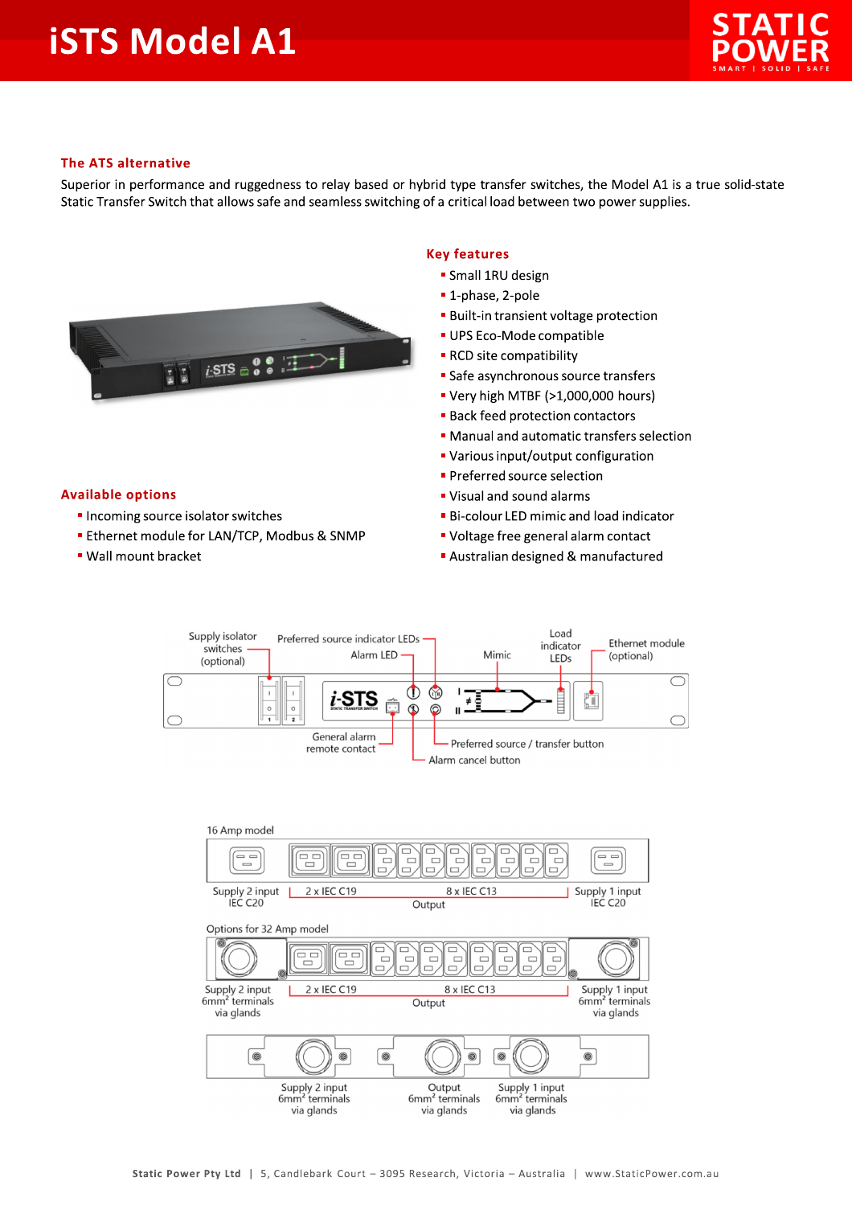# iSTS Model A1

## The ATS alternative

Superior in performance and ruggedness to relay based or hybrid type transfer switches, the Model A1 is a true solid-state Static Transfer Switch that allows safe and seamless switching of a critical load between two power supplies.

## Key features

- Small 1RU design
- 1-phase, 2-pole
- Built-in transient voltage protection
- UPS Eco-Mode compatible
- RCD site compatibility
- Safe asynchronous source transfers
- Very high MTBF (>1,000,000 hours)
- Back feed protection contactors
- Manual and automatic transfers selection
- Various input/output configuration
- Preferred source selection
- Visual and sound alarms
- Bi-colour LED mimic and load indicator
- Voltage free general alarm contact
- Australian designed & manufactured

## Available options

- Incoming source isolator switches
- Ethernet module for LAN/TCP, Modbus & SNMP
- Wall mount bracket

Supply isolator switches (optional) | Preferred source indicator LEDs | Alarm LED | Mimic | Load indicator LEDs | Ethernet module (optional) | General alarm remote contact | Preferred source / transfer button | Alarm cancel button

16 Amp model

Supply 2 input IEC C20 | 2 x IEC C19 | 8 x IEC C13 | Output | Supply 1 input IEC C20

Options for 32 Amp model

Supply 2 input 6mm² terminals via glands | 2 x IEC C19 | 8 x IEC C13 | Output | Supply 1 input 6mm² terminals via glands

Supply 2 input 6mm² terminals via glands | Output 6mm² terminals via glands | Supply 1 input 6mm² terminals via glands

Static Power Pty Ltd | 5, Candlebark Court – 3095 Research, Victoria – Australia | www.StaticPower.com.au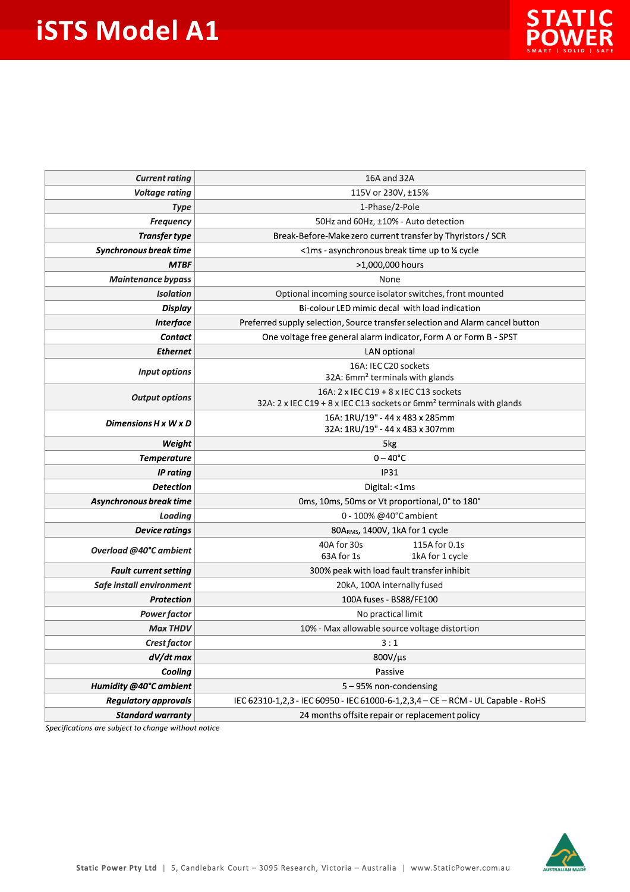# iSTS Model A1

| | |
|---|---|
| ***Current rating*** | 16A and 32A |
| ***Voltage rating*** | 115V or 230V, ±15% |
| ***Type*** | 1-Phase/2-Pole |
| ***Frequency*** | 50Hz and 60Hz, ±10% - Auto detection |
| ***Transfer type*** | Break-Before-Make zero current transfer by Thyristors / SCR |
| ***Synchronous break time*** | <1ms - asynchronous break time up to ¼ cycle |
| ***MTBF*** | >1,000,000 hours |
| ***Maintenance bypass*** | None |
| ***Isolation*** | Optional incoming source isolator switches, front mounted |
| ***Display*** | Bi-colour LED mimic decal with load indication |
| ***Interface*** | Preferred supply selection, Source transfer selection and Alarm cancel button |
| ***Contact*** | One voltage free general alarm indicator, Form A or Form B - SPST |
| ***Ethernet*** | LAN optional |
| ***Input options*** | 16A: IEC C20 sockets<br>32A: 6mm² terminals with glands |
| ***Output options*** | 16A: 2 x IEC C19 + 8 x IEC C13 sockets<br>32A: 2 x IEC C19 + 8 x IEC C13 sockets or 6mm² terminals with glands |
| ***Dimensions H x W x D*** | 16A: 1RU/19" - 44 x 483 x 285mm<br>32A: 1RU/19" - 44 x 483 x 307mm |
| ***Weight*** | 5kg |
| ***Temperature*** | 0 – 40°C |
| ***IP rating*** | IP31 |
| ***Detection*** | Digital: <1ms |
| ***Asynchronous break time*** | 0ms, 10ms, 50ms or Vt proportional, 0° to 180° |
| ***Loading*** | 0 - 100% @40°C ambient |
| ***Device ratings*** | $80A_{RMS}$, 1400V, 1kA for 1 cycle |
| ***Overload @40°C ambient*** | 40A for 30s 115A for 0.1s<br>63A for 1s 1kA for 1 cycle |
| ***Fault current setting*** | 300% peak with load fault transfer inhibit |
| ***Safe install environment*** | 20kA, 100A internally fused |
| ***Protection*** | 100A fuses - BS88/FE100 |
| ***Power factor*** | No practical limit |
| ***Max THDV*** | 10% - Max allowable source voltage distortion |
| ***Crest factor*** | 3 : 1 |
| ***dV/dt max*** | 800V/µs |
| ***Cooling*** | Passive |
| ***Humidity @40°C ambient*** | 5 – 95% non-condensing |
| ***Regulatory approvals*** | IEC 62310-1,2,3 - IEC 60950 - IEC 61000-6-1,2,3,4 – CE – RCM - UL Capable - RoHS |
| ***Standard warranty*** | 24 months offsite repair or replacement policy |

*Specifications are subject to change without notice*